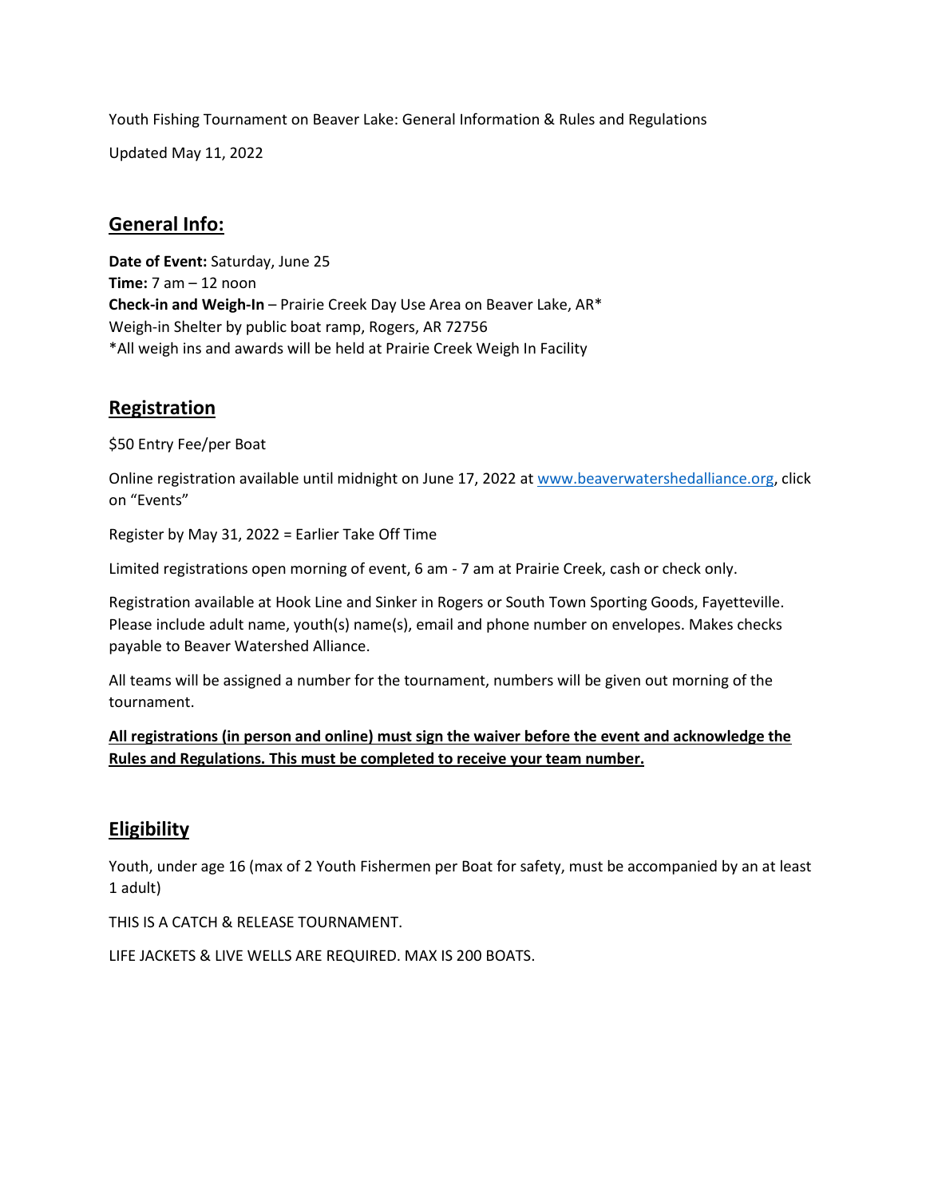Youth Fishing Tournament on Beaver Lake: General Information & Rules and Regulations

Updated May 11, 2022

## General Info:

**Date of Event:** Saturday, June 25
**Time:** 7 am – 12 noon
**Check-in and Weigh-In** – Prairie Creek Day Use Area on Beaver Lake, AR*
Weigh-in Shelter by public boat ramp, Rogers, AR 72756
*All weigh ins and awards will be held at Prairie Creek Weigh In Facility

## Registration

$50 Entry Fee/per Boat

Online registration available until midnight on June 17, 2022 at [www.beaverwatershedalliance.org](www.beaverwatershedalliance.org), click on "Events"

Register by May 31, 2022 = Earlier Take Off Time

Limited registrations open morning of event, 6 am - 7 am at Prairie Creek, cash or check only.

Registration available at Hook Line and Sinker in Rogers or South Town Sporting Goods, Fayetteville. Please include adult name, youth(s) name(s), email and phone number on envelopes. Makes checks payable to Beaver Watershed Alliance.

All teams will be assigned a number for the tournament, numbers will be given out morning of the tournament.

**All registrations (in person and online) must sign the waiver before the event and acknowledge the Rules and Regulations. This must be completed to receive your team number.**

## Eligibility

Youth, under age 16 (max of 2 Youth Fishermen per Boat for safety, must be accompanied by an at least 1 adult)

THIS IS A CATCH & RELEASE TOURNAMENT.

LIFE JACKETS & LIVE WELLS ARE REQUIRED. MAX IS 200 BOATS.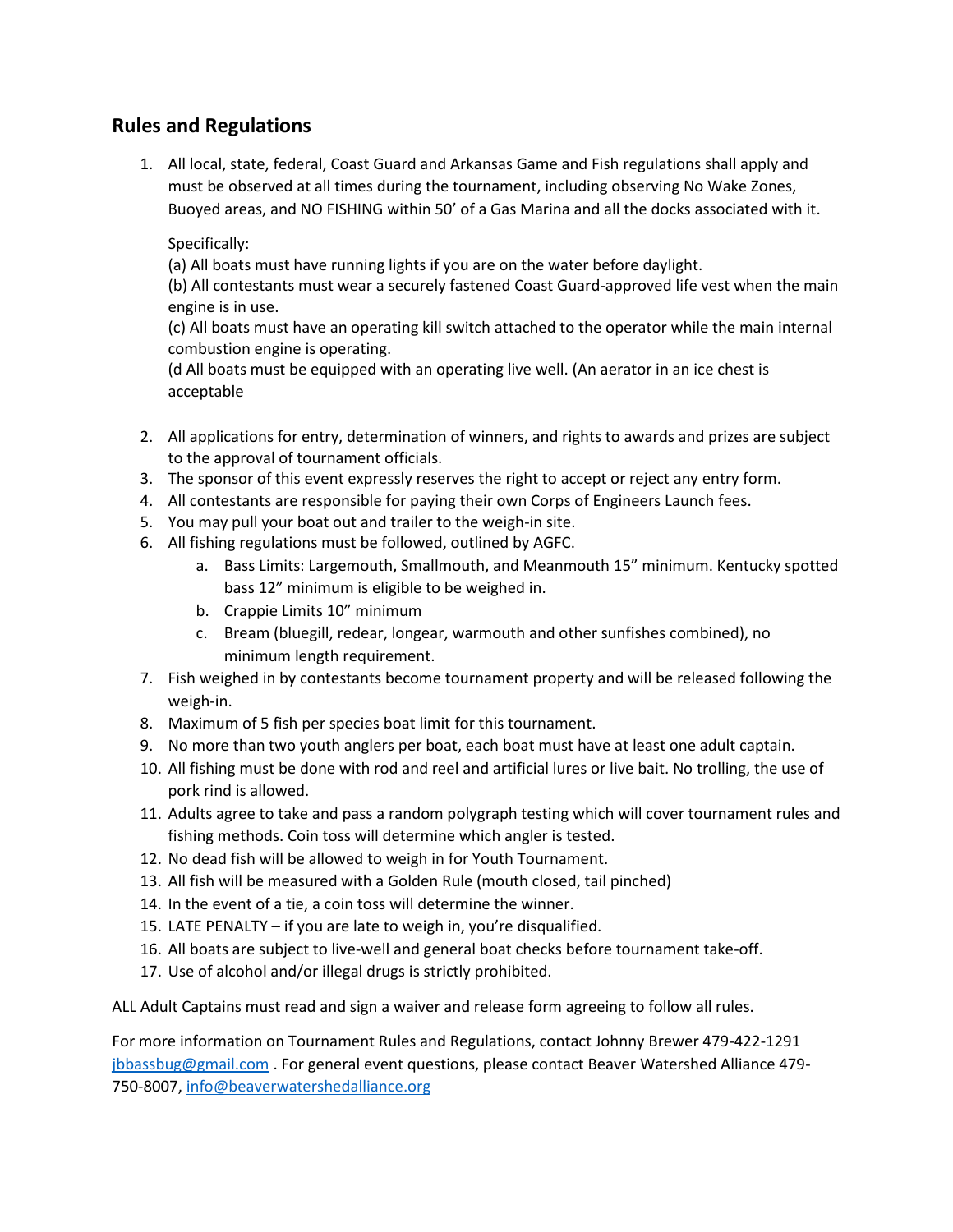## Rules and Regulations

1. All local, state, federal, Coast Guard and Arkansas Game and Fish regulations shall apply and must be observed at all times during the tournament, including observing No Wake Zones, Buoyed areas, and NO FISHING within 50' of a Gas Marina and all the docks associated with it.

   Specifically:
   (a) All boats must have running lights if you are on the water before daylight.
   (b) All contestants must wear a securely fastened Coast Guard-approved life vest when the main engine is in use.
   (c) All boats must have an operating kill switch attached to the operator while the main internal combustion engine is operating.
   (d All boats must be equipped with an operating live well. (An aerator in an ice chest is acceptable

2. All applications for entry, determination of winners, and rights to awards and prizes are subject to the approval of tournament officials.
3. The sponsor of this event expressly reserves the right to accept or reject any entry form.
4. All contestants are responsible for paying their own Corps of Engineers Launch fees.
5. You may pull your boat out and trailer to the weigh-in site.
6. All fishing regulations must be followed, outlined by AGFC.
   a. Bass Limits: Largemouth, Smallmouth, and Meanmouth 15" minimum. Kentucky spotted bass 12" minimum is eligible to be weighed in.
   b. Crappie Limits 10" minimum
   c. Bream (bluegill, redear, longear, warmouth and other sunfishes combined), no minimum length requirement.
7. Fish weighed in by contestants become tournament property and will be released following the weigh-in.
8. Maximum of 5 fish per species boat limit for this tournament.
9. No more than two youth anglers per boat, each boat must have at least one adult captain.
10. All fishing must be done with rod and reel and artificial lures or live bait. No trolling, the use of pork rind is allowed.
11. Adults agree to take and pass a random polygraph testing which will cover tournament rules and fishing methods. Coin toss will determine which angler is tested.
12. No dead fish will be allowed to weigh in for Youth Tournament.
13. All fish will be measured with a Golden Rule (mouth closed, tail pinched)
14. In the event of a tie, a coin toss will determine the winner.
15. LATE PENALTY – if you are late to weigh in, you're disqualified.
16. All boats are subject to live-well and general boat checks before tournament take-off.
17. Use of alcohol and/or illegal drugs is strictly prohibited.

ALL Adult Captains must read and sign a waiver and release form agreeing to follow all rules.

For more information on Tournament Rules and Regulations, contact Johnny Brewer 479-422-1291 jbbassbug@gmail.com . For general event questions, please contact Beaver Watershed Alliance 479-750-8007, info@beaverwatershedalliance.org